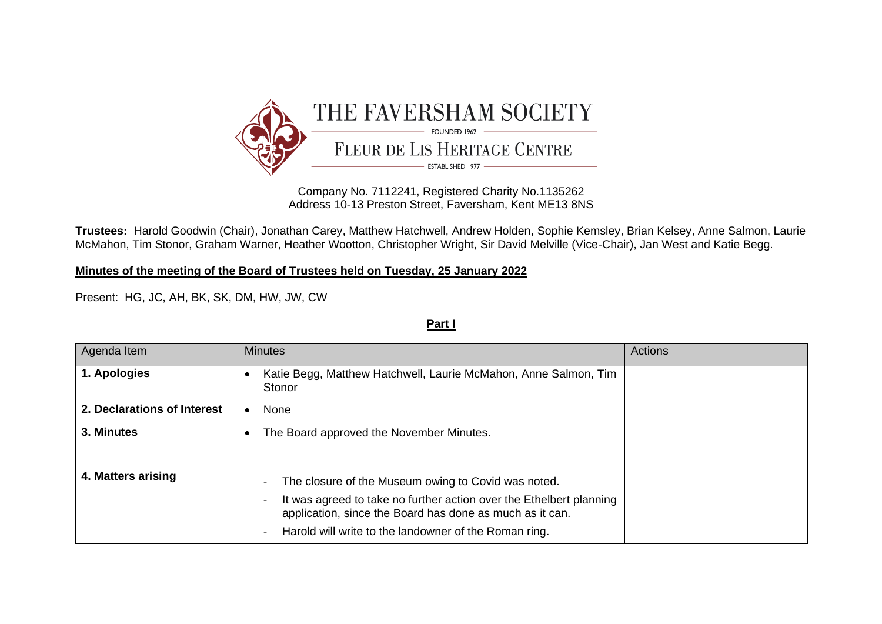# THE FAVERSHAM SOCIETY

FOUNDED 1962

## FLEUR DE LIS HERITAGE CENTRE

ESTABLISHED 1977

Company No. 7112241, Registered Charity No.1135262
Address 10-13 Preston Street, Faversham, Kent ME13 8NS

**Trustees:** Harold Goodwin (Chair), Jonathan Carey, Matthew Hatchwell, Andrew Holden, Sophie Kemsley, Brian Kelsey, Anne Salmon, Laurie McMahon, Tim Stonor, Graham Warner, Heather Wootton, Christopher Wright, Sir David Melville (Vice-Chair), Jan West and Katie Begg.

**Minutes of the meeting of the Board of Trustees held on Tuesday, 25 January 2022**

Present: HG, JC, AH, BK, SK, DM, HW, JW, CW

**Part I**

| Agenda Item | Minutes | Actions |
| --- | --- | --- |
| **1. Apologies** | • Katie Begg, Matthew Hatchwell, Laurie McMahon, Anne Salmon, Tim Stonor | |
| **2. Declarations of Interest** | • None | |
| **3. Minutes** | • The Board approved the November Minutes. | |
| **4. Matters arising** | - The closure of the Museum owing to Covid was noted.<br>- It was agreed to take no further action over the Ethelbert planning application, since the Board has done as much as it can.<br>- Harold will write to the landowner of the Roman ring. | |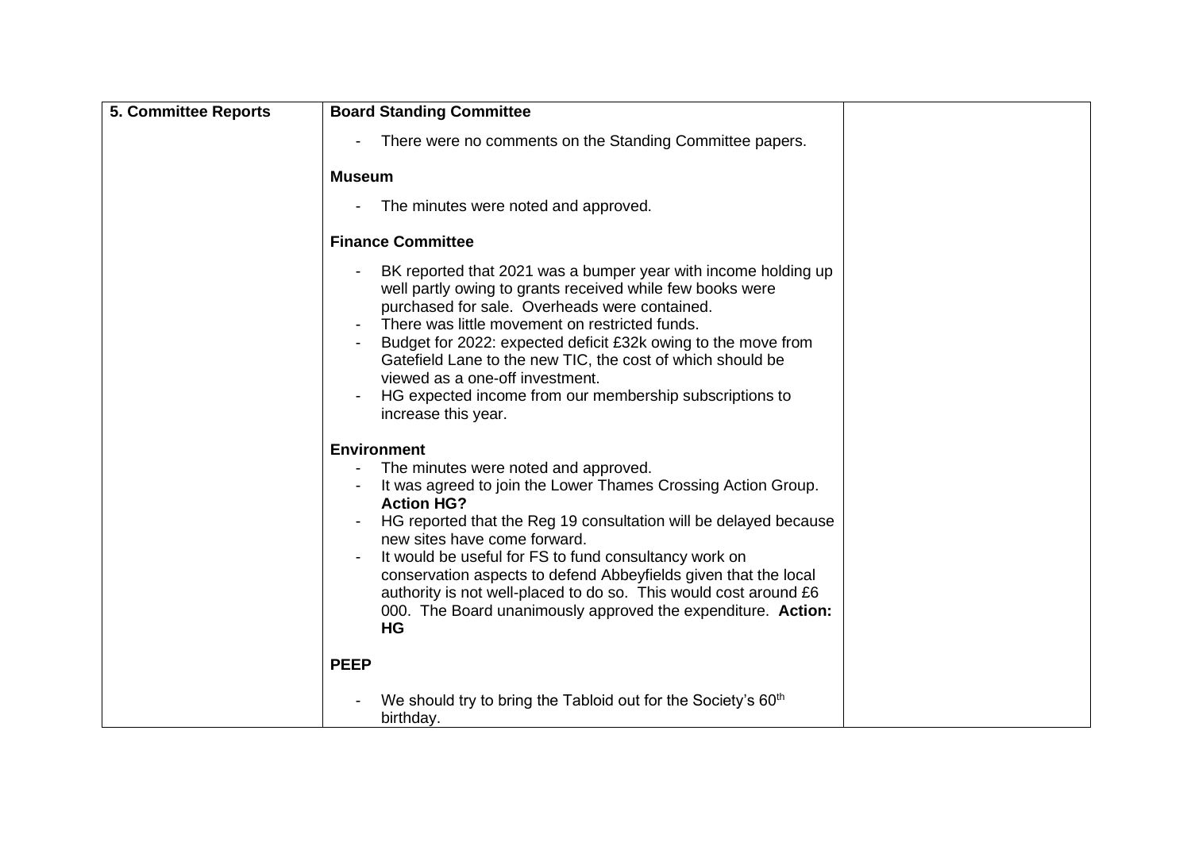| 5. Committee Reports | **Board Standing Committee**<br>- There were no comments on the Standing Committee papers.<br><br>**Museum**<br>- The minutes were noted and approved.<br><br>**Finance Committee**<br>- BK reported that 2021 was a bumper year with income holding up well partly owing to grants received while few books were purchased for sale. Overheads were contained.<br>- There was little movement on restricted funds.<br>- Budget for 2022: expected deficit £32k owing to the move from Gatefield Lane to the new TIC, the cost of which should be viewed as a one-off investment.<br>- HG expected income from our membership subscriptions to increase this year.<br><br>**Environment**<br>- The minutes were noted and approved.<br>- It was agreed to join the Lower Thames Crossing Action Group. **Action HG?**<br>- HG reported that the Reg 19 consultation will be delayed because new sites have come forward.<br>- It would be useful for FS to fund consultancy work on conservation aspects to defend Abbeyfields given that the local authority is not well-placed to do so. This would cost around £6 000. The Board unanimously approved the expenditure. **Action: HG**<br><br>**PEEP**<br>- We should try to bring the Tabloid out for the Society's 60th birthday. | |
|---|---|---|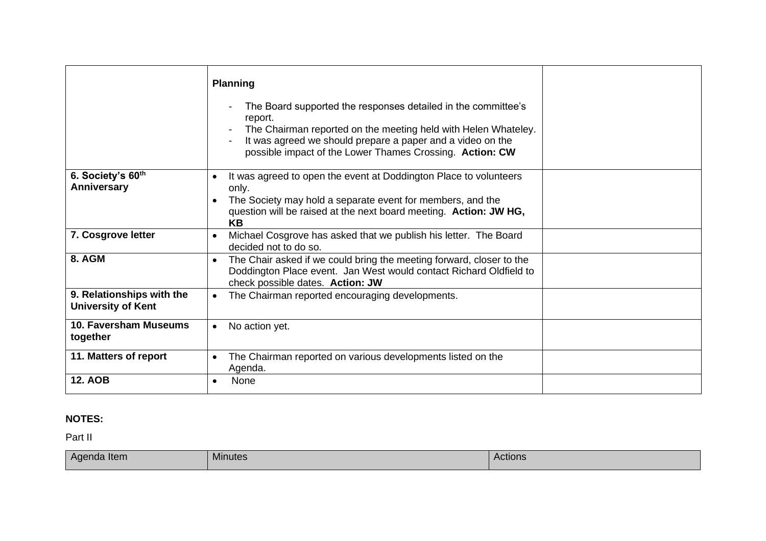| | | |
|---|---|---|
| | **Planning**<br><br>- The Board supported the responses detailed in the committee's report.<br>- The Chairman reported on the meeting held with Helen Whateley.<br>- It was agreed we should prepare a paper and a video on the possible impact of the Lower Thames Crossing. **Action: CW** | |
| **6. Society's 60th Anniversary** | • It was agreed to open the event at Doddington Place to volunteers only.<br>• The Society may hold a separate event for members, and the question will be raised at the next board meeting. **Action: JW HG, KB** | |
| **7. Cosgrove letter** | • Michael Cosgrove has asked that we publish his letter. The Board decided not to do so. | |
| **8. AGM** | • The Chair asked if we could bring the meeting forward, closer to the Doddington Place event. Jan West would contact Richard Oldfield to check possible dates. **Action: JW** | |
| **9. Relationships with the University of Kent** | • The Chairman reported encouraging developments. | |
| **10. Faversham Museums together** | • No action yet. | |
| **11. Matters of report** | • The Chairman reported on various developments listed on the Agenda. | |
| **12. AOB** | • None | |

**NOTES:**

Part II

| Agenda Item | Minutes | Actions |
|---|---|---|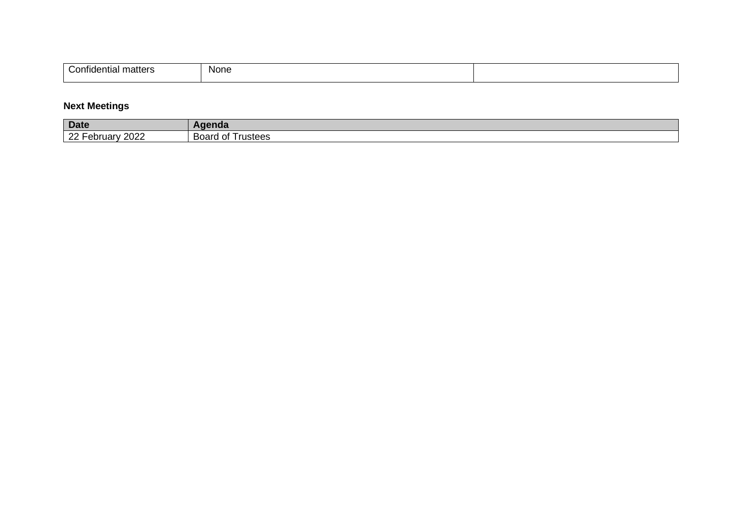| | | |
|---|---|---|
| Confidential matters | None | |

**Next Meetings**

| Date | Agenda |
|---|---|
| 22 February 2022 | Board of Trustees |